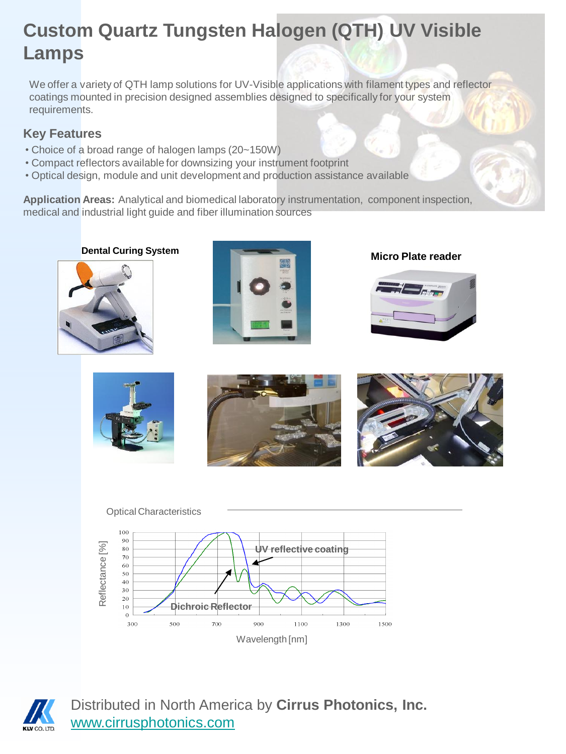# Custom Quartz Tungsten Halogen (QTH) UV Visible Lamps

We offer a variety of QTH lamp solutions for UV-Visible applications with filament types and reflector coatings mounted in precision designed assemblies designed to specifically for your system requirements.

## Key Features

- Choice of a broad range of halogen lamps (20~150W)
- Compact reflectors available for downsizing your instrument footprint
- Optical design, module and unit development and production assistance available

**Application Areas:** Analytical and biomedical laboratory instrumentation, component inspection, medical and industrial light guide and fiber illumination sources

**Dental Curing System**

**Micro Plate reader**

Optical Characteristics

Reflectance [%] vs. Wavelength [nm] — UV reflective coating; Dichroic Reflector

Distributed in North America by **Cirrus Photonics, Inc.**
www.cirrusphotonics.com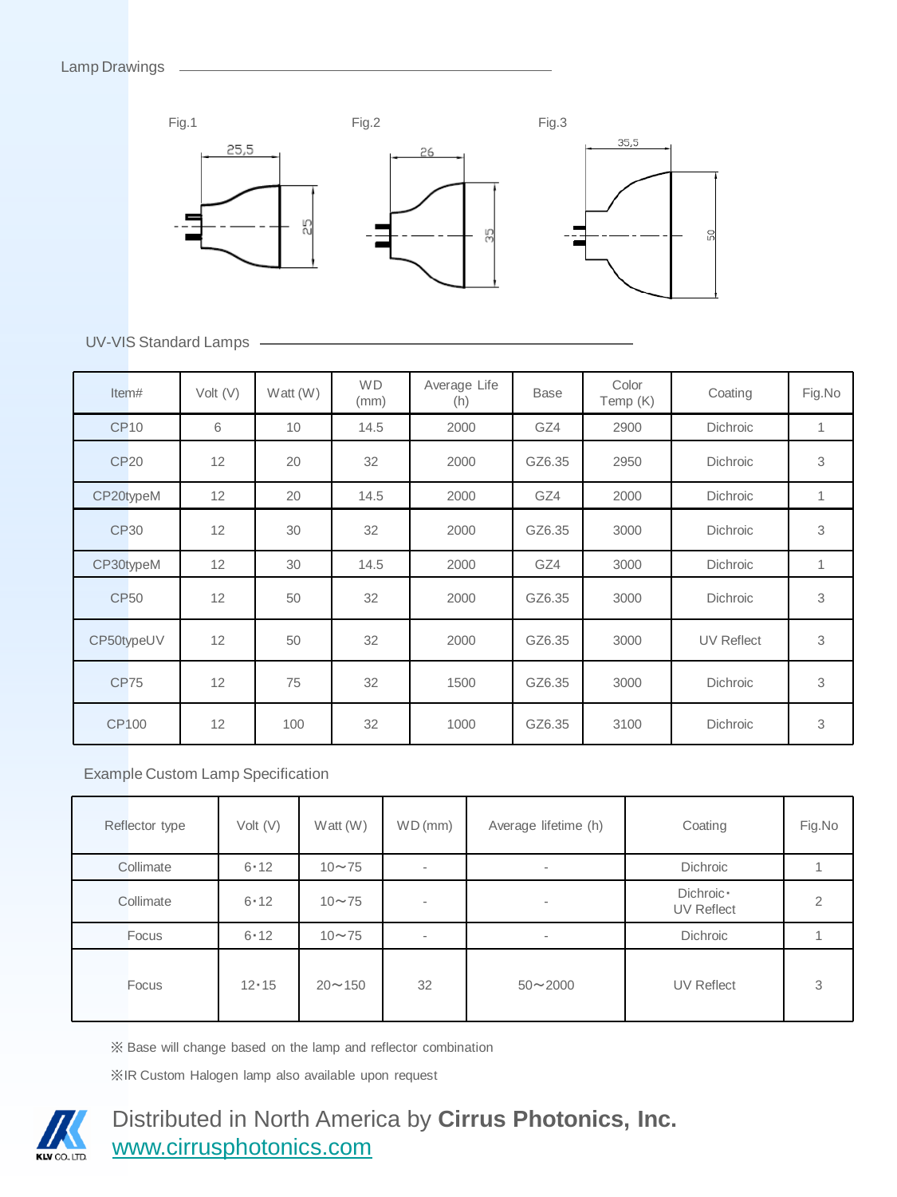## Lamp Drawings

Fig.1

25,5

25

Fig.2

26

35

Fig.3

35,5

50

## UV-VIS Standard Lamps

| Item# | Volt (V) | Watt (W) | WD (mm) | Average Life (h) | Base | Color Temp (K) | Coating | Fig.No |
|---|---|---|---|---|---|---|---|---|
| CP10 | 6 | 10 | 14.5 | 2000 | GZ4 | 2900 | Dichroic | 1 |
| CP20 | 12 | 20 | 32 | 2000 | GZ6.35 | 2950 | Dichroic | 3 |
| CP20typeM | 12 | 20 | 14.5 | 2000 | GZ4 | 2000 | Dichroic | 1 |
| CP30 | 12 | 30 | 32 | 2000 | GZ6.35 | 3000 | Dichroic | 3 |
| CP30typeM | 12 | 30 | 14.5 | 2000 | GZ4 | 3000 | Dichroic | 1 |
| CP50 | 12 | 50 | 32 | 2000 | GZ6.35 | 3000 | Dichroic | 3 |
| CP50typeUV | 12 | 50 | 32 | 2000 | GZ6.35 | 3000 | UV Reflect | 3 |
| CP75 | 12 | 75 | 32 | 1500 | GZ6.35 | 3000 | Dichroic | 3 |
| CP100 | 12 | 100 | 32 | 1000 | GZ6.35 | 3100 | Dichroic | 3 |

## Example Custom Lamp Specification

| Reflector type | Volt (V) | Watt (W) | WD (mm) | Average lifetime (h) | Coating | Fig.No |
|---|---|---|---|---|---|---|
| Collimate | 6･12 | 10～75 | - | - | Dichroic | 1 |
| Collimate | 6･12 | 10～75 | - | - | Dichroic･ UV Reflect | 2 |
| Focus | 6･12 | 10～75 | - | - | Dichroic | 1 |
| Focus | 12･15 | 20～150 | 32 | 50～2000 | UV Reflect | 3 |

※ Base will change based on the lamp and reflector combination

※IR Custom Halogen lamp also available upon request

KLV CO. LTD.

Distributed in North America by **Cirrus Photonics, Inc.**

www.cirrusphotonics.com